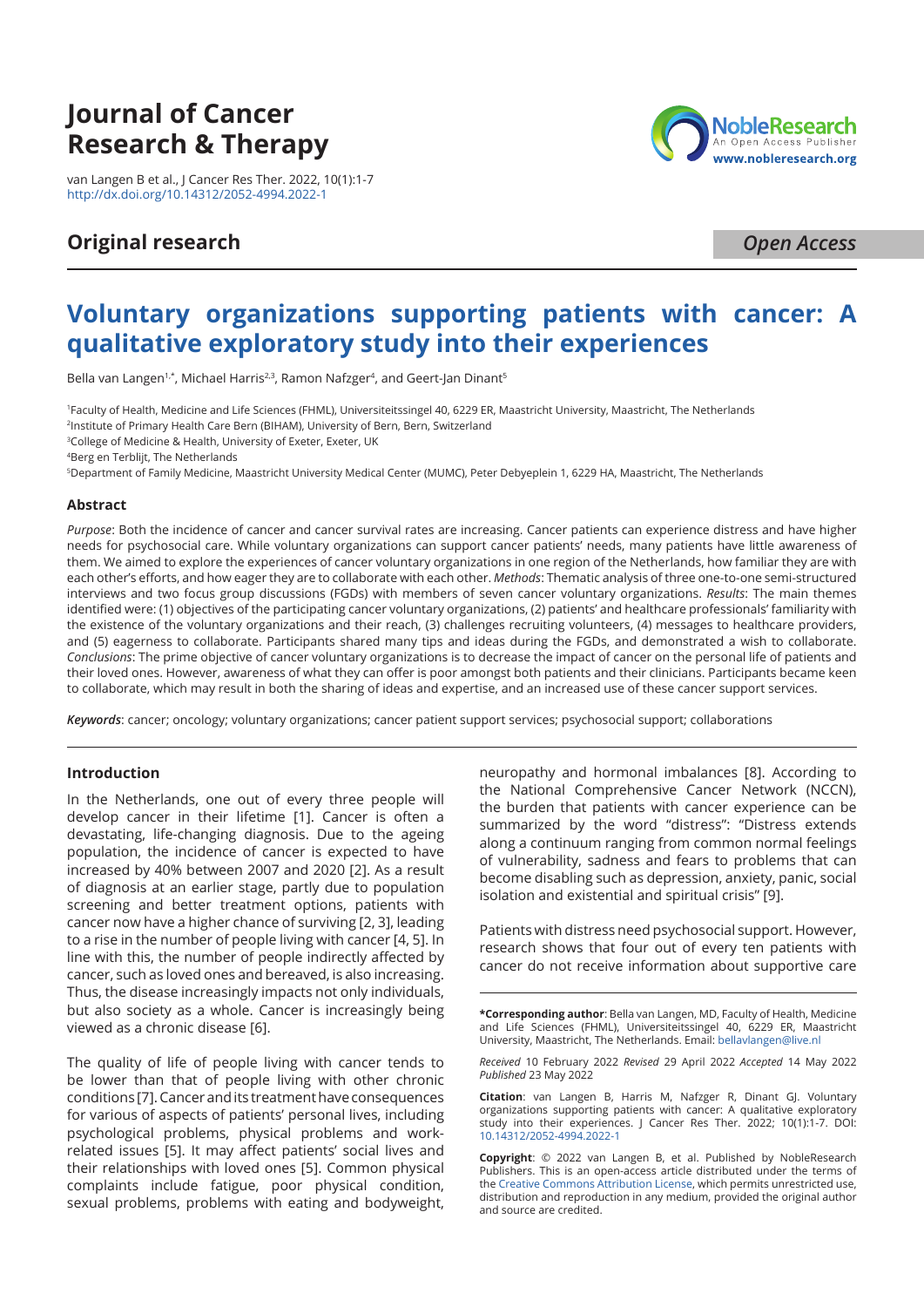# Journal of Cancer Research & Therapy

van Langen B et al., J Cancer Res Ther. 2022, 10(1):1-7
http://dx.doi.org/10.14312/2052-4994.2022-1

## Original research

*Open Access*

# Voluntary organizations supporting patients with cancer: A qualitative exploratory study into their experiences

Bella van Langen[1,*], Michael Harris[2,3], Ramon Nafzger[4], and Geert-Jan Dinant[5]

[1]Faculty of Health, Medicine and Life Sciences (FHML), Universiteitssingel 40, 6229 ER, Maastricht University, Maastricht, The Netherlands
[2]Institute of Primary Health Care Bern (BIHAM), University of Bern, Bern, Switzerland
[3]College of Medicine & Health, University of Exeter, Exeter, UK
[4]Berg en Terblijt, The Netherlands
[5]Department of Family Medicine, Maastricht University Medical Center (MUMC), Peter Debyeplein 1, 6229 HA, Maastricht, The Netherlands

### Abstract

*Purpose*: Both the incidence of cancer and cancer survival rates are increasing. Cancer patients can experience distress and have higher needs for psychosocial care. While voluntary organizations can support cancer patients' needs, many patients have little awareness of them. We aimed to explore the experiences of cancer voluntary organizations in one region of the Netherlands, how familiar they are with each other's efforts, and how eager they are to collaborate with each other. *Methods*: Thematic analysis of three one-to-one semi-structured interviews and two focus group discussions (FGDs) with members of seven cancer voluntary organizations. *Results*: The main themes identified were: (1) objectives of the participating cancer voluntary organizations, (2) patients' and healthcare professionals' familiarity with the existence of the voluntary organizations and their reach, (3) challenges recruiting volunteers, (4) messages to healthcare providers, and (5) eagerness to collaborate. Participants shared many tips and ideas during the FGDs, and demonstrated a wish to collaborate. *Conclusions*: The prime objective of cancer voluntary organizations is to decrease the impact of cancer on the personal life of patients and their loved ones. However, awareness of what they can offer is poor amongst both patients and their clinicians. Participants became keen to collaborate, which may result in both the sharing of ideas and expertise, and an increased use of these cancer support services.

***Keywords***: cancer; oncology; voluntary organizations; cancer patient support services; psychosocial support; collaborations

### Introduction

In the Netherlands, one out of every three people will develop cancer in their lifetime [1]. Cancer is often a devastating, life-changing diagnosis. Due to the ageing population, the incidence of cancer is expected to have increased by 40% between 2007 and 2020 [2]. As a result of diagnosis at an earlier stage, partly due to population screening and better treatment options, patients with cancer now have a higher chance of surviving [2, 3], leading to a rise in the number of people living with cancer [4, 5]. In line with this, the number of people indirectly affected by cancer, such as loved ones and bereaved, is also increasing. Thus, the disease increasingly impacts not only individuals, but also society as a whole. Cancer is increasingly being viewed as a chronic disease [6].

The quality of life of people living with cancer tends to be lower than that of people living with other chronic conditions [7]. Cancer and its treatment have consequences for various of aspects of patients' personal lives, including psychological problems, physical problems and work-related issues [5]. It may affect patients' social lives and their relationships with loved ones [5]. Common physical complaints include fatigue, poor physical condition, sexual problems, problems with eating and bodyweight, neuropathy and hormonal imbalances [8]. According to the National Comprehensive Cancer Network (NCCN), the burden that patients with cancer experience can be summarized by the word "distress": "Distress extends along a continuum ranging from common normal feelings of vulnerability, sadness and fears to problems that can become disabling such as depression, anxiety, panic, social isolation and existential and spiritual crisis" [9].

Patients with distress need psychosocial support. However, research shows that four out of every ten patients with cancer do not receive information about supportive care

**\*Corresponding author**: Bella van Langen, MD, Faculty of Health, Medicine and Life Sciences (FHML), Universiteitssingel 40, 6229 ER, Maastricht University, Maastricht, The Netherlands. Email: bellavlangen@live.nl

*Received* 10 February 2022 *Revised* 29 April 2022 *Accepted* 14 May 2022 *Published* 23 May 2022

**Citation**: van Langen B, Harris M, Nafzger R, Dinant GJ. Voluntary organizations supporting patients with cancer: A qualitative exploratory study into their experiences. J Cancer Res Ther. 2022; 10(1):1-7. DOI: 10.14312/2052-4994.2022-1

**Copyright**: © 2022 van Langen B, et al. Published by NobleResearch Publishers. This is an open-access article distributed under the terms of the Creative Commons Attribution License, which permits unrestricted use, distribution and reproduction in any medium, provided the original author and source are credited.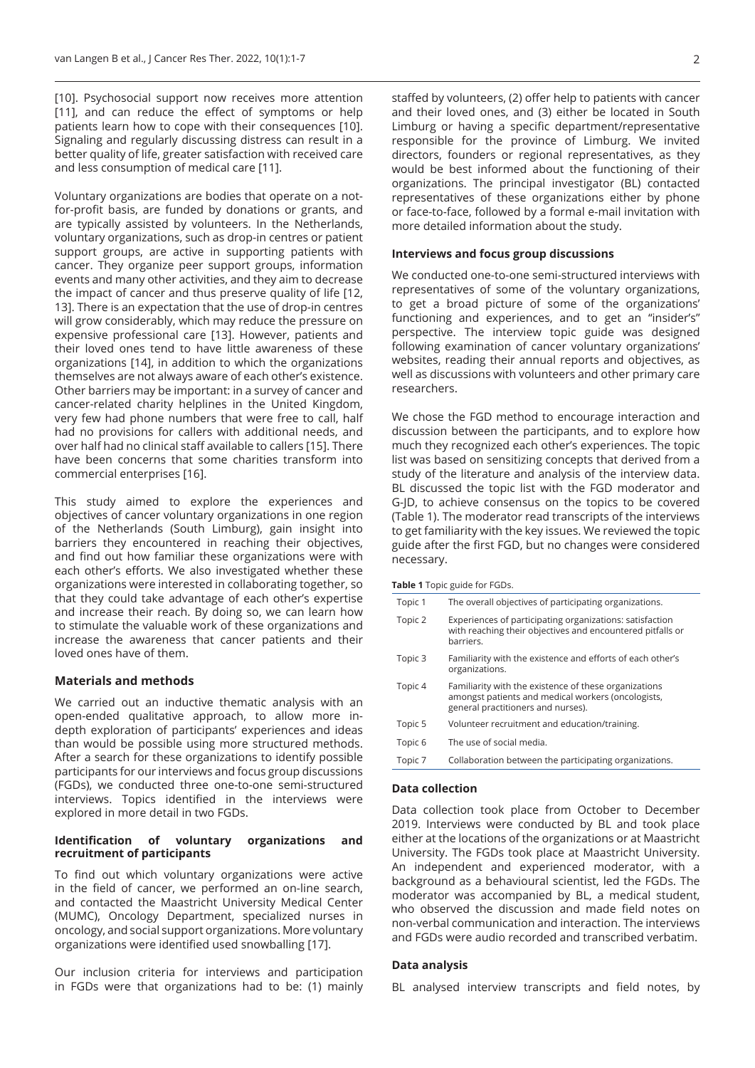[10]. Psychosocial support now receives more attention [11], and can reduce the effect of symptoms or help patients learn how to cope with their consequences [10]. Signaling and regularly discussing distress can result in a better quality of life, greater satisfaction with received care and less consumption of medical care [11].

Voluntary organizations are bodies that operate on a not-for-profit basis, are funded by donations or grants, and are typically assisted by volunteers. In the Netherlands, voluntary organizations, such as drop-in centres or patient support groups, are active in supporting patients with cancer. They organize peer support groups, information events and many other activities, and they aim to decrease the impact of cancer and thus preserve quality of life [12, 13]. There is an expectation that the use of drop-in centres will grow considerably, which may reduce the pressure on expensive professional care [13]. However, patients and their loved ones tend to have little awareness of these organizations [14], in addition to which the organizations themselves are not always aware of each other's existence. Other barriers may be important: in a survey of cancer and cancer-related charity helplines in the United Kingdom, very few had phone numbers that were free to call, half had no provisions for callers with additional needs, and over half had no clinical staff available to callers [15]. There have been concerns that some charities transform into commercial enterprises [16].

This study aimed to explore the experiences and objectives of cancer voluntary organizations in one region of the Netherlands (South Limburg), gain insight into barriers they encountered in reaching their objectives, and find out how familiar these organizations were with each other's efforts. We also investigated whether these organizations were interested in collaborating together, so that they could take advantage of each other's expertise and increase their reach. By doing so, we can learn how to stimulate the valuable work of these organizations and increase the awareness that cancer patients and their loved ones have of them.

## Materials and methods

We carried out an inductive thematic analysis with an open-ended qualitative approach, to allow more in-depth exploration of participants' experiences and ideas than would be possible using more structured methods. After a search for these organizations to identify possible participants for our interviews and focus group discussions (FGDs), we conducted three one-to-one semi-structured interviews. Topics identified in the interviews were explored in more detail in two FGDs.

### Identification of voluntary organizations and recruitment of participants

To find out which voluntary organizations were active in the field of cancer, we performed an on-line search, and contacted the Maastricht University Medical Center (MUMC), Oncology Department, specialized nurses in oncology, and social support organizations. More voluntary organizations were identified used snowballing [17].

Our inclusion criteria for interviews and participation in FGDs were that organizations had to be: (1) mainly staffed by volunteers, (2) offer help to patients with cancer and their loved ones, and (3) either be located in South Limburg or having a specific department/representative responsible for the province of Limburg. We invited directors, founders or regional representatives, as they would be best informed about the functioning of their organizations. The principal investigator (BL) contacted representatives of these organizations either by phone or face-to-face, followed by a formal e-mail invitation with more detailed information about the study.

### Interviews and focus group discussions

We conducted one-to-one semi-structured interviews with representatives of some of the voluntary organizations, to get a broad picture of some of the organizations' functioning and experiences, and to get an "insider's" perspective. The interview topic guide was designed following examination of cancer voluntary organizations' websites, reading their annual reports and objectives, as well as discussions with volunteers and other primary care researchers.

We chose the FGD method to encourage interaction and discussion between the participants, and to explore how much they recognized each other's experiences. The topic list was based on sensitizing concepts that derived from a study of the literature and analysis of the interview data. BL discussed the topic list with the FGD moderator and G-JD, to achieve consensus on the topics to be covered (Table 1). The moderator read transcripts of the interviews to get familiarity with the key issues. We reviewed the topic guide after the first FGD, but no changes were considered necessary.

**Table 1** Topic guide for FGDs.

| | |
|---|---|
| Topic 1 | The overall objectives of participating organizations. |
| Topic 2 | Experiences of participating organizations: satisfaction with reaching their objectives and encountered pitfalls or barriers. |
| Topic 3 | Familiarity with the existence and efforts of each other's organizations. |
| Topic 4 | Familiarity with the existence of these organizations amongst patients and medical workers (oncologists, general practitioners and nurses). |
| Topic 5 | Volunteer recruitment and education/training. |
| Topic 6 | The use of social media. |
| Topic 7 | Collaboration between the participating organizations. |

### Data collection

Data collection took place from October to December 2019. Interviews were conducted by BL and took place either at the locations of the organizations or at Maastricht University. The FGDs took place at Maastricht University. An independent and experienced moderator, with a background as a behavioural scientist, led the FGDs. The moderator was accompanied by BL, a medical student, who observed the discussion and made field notes on non-verbal communication and interaction. The interviews and FGDs were audio recorded and transcribed verbatim.

### Data analysis

BL analysed interview transcripts and field notes, by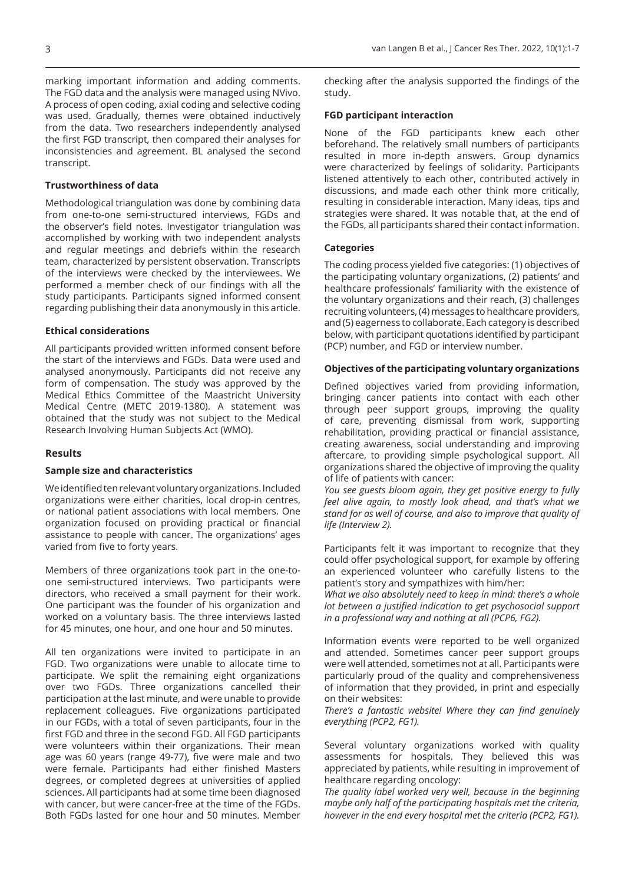marking important information and adding comments. The FGD data and the analysis were managed using NVivo. A process of open coding, axial coding and selective coding was used. Gradually, themes were obtained inductively from the data. Two researchers independently analysed the first FGD transcript, then compared their analyses for inconsistencies and agreement. BL analysed the second transcript.

### Trustworthiness of data

Methodological triangulation was done by combining data from one-to-one semi-structured interviews, FGDs and the observer's field notes. Investigator triangulation was accomplished by working with two independent analysts and regular meetings and debriefs within the research team, characterized by persistent observation. Transcripts of the interviews were checked by the interviewees. We performed a member check of our findings with all the study participants. Participants signed informed consent regarding publishing their data anonymously in this article.

### Ethical considerations

All participants provided written informed consent before the start of the interviews and FGDs. Data were used and analysed anonymously. Participants did not receive any form of compensation. The study was approved by the Medical Ethics Committee of the Maastricht University Medical Centre (METC 2019-1380). A statement was obtained that the study was not subject to the Medical Research Involving Human Subjects Act (WMO).

## Results

### Sample size and characteristics

We identified ten relevant voluntary organizations. Included organizations were either charities, local drop-in centres, or national patient associations with local members. One organization focused on providing practical or financial assistance to people with cancer. The organizations' ages varied from five to forty years.

Members of three organizations took part in the one-to-one semi-structured interviews. Two participants were directors, who received a small payment for their work. One participant was the founder of his organization and worked on a voluntary basis. The three interviews lasted for 45 minutes, one hour, and one hour and 50 minutes.

All ten organizations were invited to participate in an FGD. Two organizations were unable to allocate time to participate. We split the remaining eight organizations over two FGDs. Three organizations cancelled their participation at the last minute, and were unable to provide replacement colleagues. Five organizations participated in our FGDs, with a total of seven participants, four in the first FGD and three in the second FGD. All FGD participants were volunteers within their organizations. Their mean age was 60 years (range 49-77), five were male and two were female. Participants had either finished Masters degrees, or completed degrees at universities of applied sciences. All participants had at some time been diagnosed with cancer, but were cancer-free at the time of the FGDs. Both FGDs lasted for one hour and 50 minutes. Member checking after the analysis supported the findings of the study.

### FGD participant interaction

None of the FGD participants knew each other beforehand. The relatively small numbers of participants resulted in more in-depth answers. Group dynamics were characterized by feelings of solidarity. Participants listened attentively to each other, contributed actively in discussions, and made each other think more critically, resulting in considerable interaction. Many ideas, tips and strategies were shared. It was notable that, at the end of the FGDs, all participants shared their contact information.

### Categories

The coding process yielded five categories: (1) objectives of the participating voluntary organizations, (2) patients' and healthcare professionals' familiarity with the existence of the voluntary organizations and their reach, (3) challenges recruiting volunteers, (4) messages to healthcare providers, and (5) eagerness to collaborate. Each category is described below, with participant quotations identified by participant (PCP) number, and FGD or interview number.

### Objectives of the participating voluntary organizations

Defined objectives varied from providing information, bringing cancer patients into contact with each other through peer support groups, improving the quality of care, preventing dismissal from work, supporting rehabilitation, providing practical or financial assistance, creating awareness, social understanding and improving aftercare, to providing simple psychological support. All organizations shared the objective of improving the quality of life of patients with cancer:

*You see guests bloom again, they get positive energy to fully feel alive again, to mostly look ahead, and that's what we stand for as well of course, and also to improve that quality of life (Interview 2).*

Participants felt it was important to recognize that they could offer psychological support, for example by offering an experienced volunteer who carefully listens to the patient's story and sympathizes with him/her:

*What we also absolutely need to keep in mind: there's a whole lot between a justified indication to get psychosocial support in a professional way and nothing at all (PCP6, FG2).*

Information events were reported to be well organized and attended. Sometimes cancer peer support groups were well attended, sometimes not at all. Participants were particularly proud of the quality and comprehensiveness of information that they provided, in print and especially on their websites:

*There's a fantastic website! Where they can find genuinely everything (PCP2, FG1).*

Several voluntary organizations worked with quality assessments for hospitals. They believed this was appreciated by patients, while resulting in improvement of healthcare regarding oncology:

*The quality label worked very well, because in the beginning maybe only half of the participating hospitals met the criteria, however in the end every hospital met the criteria (PCP2, FG1).*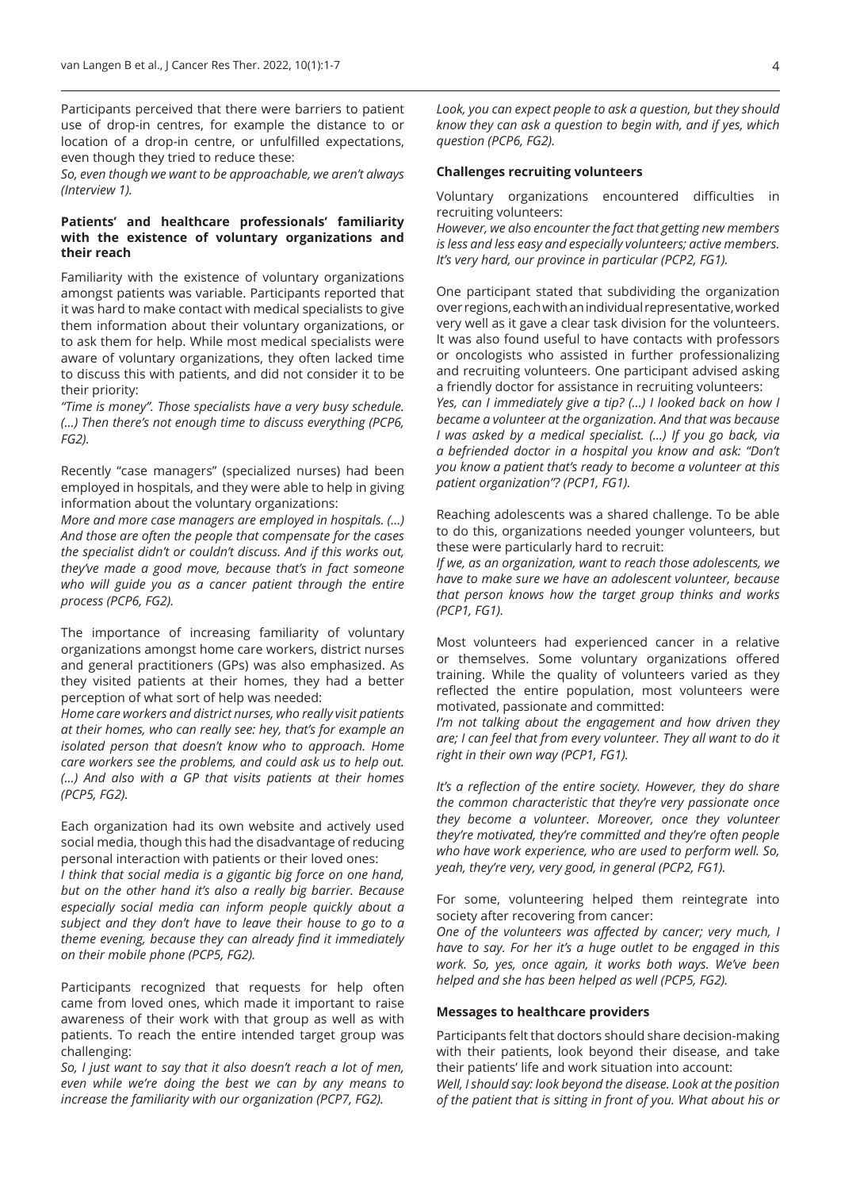Participants perceived that there were barriers to patient use of drop-in centres, for example the distance to or location of a drop-in centre, or unfulfilled expectations, even though they tried to reduce these:

*So, even though we want to be approachable, we aren't always (Interview 1).*

#### Patients' and healthcare professionals' familiarity with the existence of voluntary organizations and their reach

Familiarity with the existence of voluntary organizations amongst patients was variable. Participants reported that it was hard to make contact with medical specialists to give them information about their voluntary organizations, or to ask them for help. While most medical specialists were aware of voluntary organizations, they often lacked time to discuss this with patients, and did not consider it to be their priority:

*"Time is money". Those specialists have a very busy schedule. (...) Then there's not enough time to discuss everything (PCP6, FG2).*

Recently "case managers" (specialized nurses) had been employed in hospitals, and they were able to help in giving information about the voluntary organizations:

*More and more case managers are employed in hospitals. (...) And those are often the people that compensate for the cases the specialist didn't or couldn't discuss. And if this works out, they've made a good move, because that's in fact someone who will guide you as a cancer patient through the entire process (PCP6, FG2).*

The importance of increasing familiarity of voluntary organizations amongst home care workers, district nurses and general practitioners (GPs) was also emphasized. As they visited patients at their homes, they had a better perception of what sort of help was needed:

*Home care workers and district nurses, who really visit patients at their homes, who can really see: hey, that's for example an isolated person that doesn't know who to approach. Home care workers see the problems, and could ask us to help out. (...) And also with a GP that visits patients at their homes (PCP5, FG2).*

Each organization had its own website and actively used social media, though this had the disadvantage of reducing personal interaction with patients or their loved ones:

*I think that social media is a gigantic big force on one hand, but on the other hand it's also a really big barrier. Because especially social media can inform people quickly about a subject and they don't have to leave their house to go to a theme evening, because they can already find it immediately on their mobile phone (PCP5, FG2).*

Participants recognized that requests for help often came from loved ones, which made it important to raise awareness of their work with that group as well as with patients. To reach the entire intended target group was challenging:

*So, I just want to say that it also doesn't reach a lot of men, even while we're doing the best we can by any means to increase the familiarity with our organization (PCP7, FG2).*

*Look, you can expect people to ask a question, but they should know they can ask a question to begin with, and if yes, which question (PCP6, FG2).*

#### Challenges recruiting volunteers

Voluntary organizations encountered difficulties in recruiting volunteers:

*However, we also encounter the fact that getting new members is less and less easy and especially volunteers; active members. It's very hard, our province in particular (PCP2, FG1).*

One participant stated that subdividing the organization over regions, each with an individual representative, worked very well as it gave a clear task division for the volunteers. It was also found useful to have contacts with professors or oncologists who assisted in further professionalizing and recruiting volunteers. One participant advised asking a friendly doctor for assistance in recruiting volunteers:

*Yes, can I immediately give a tip? (...) I looked back on how I became a volunteer at the organization. And that was because I was asked by a medical specialist. (...) If you go back, via a befriended doctor in a hospital you know and ask: "Don't you know a patient that's ready to become a volunteer at this patient organization"? (PCP1, FG1).*

Reaching adolescents was a shared challenge. To be able to do this, organizations needed younger volunteers, but these were particularly hard to recruit:

*If we, as an organization, want to reach those adolescents, we have to make sure we have an adolescent volunteer, because that person knows how the target group thinks and works (PCP1, FG1).*

Most volunteers had experienced cancer in a relative or themselves. Some voluntary organizations offered training. While the quality of volunteers varied as they reflected the entire population, most volunteers were motivated, passionate and committed:

*I'm not talking about the engagement and how driven they are; I can feel that from every volunteer. They all want to do it right in their own way (PCP1, FG1).*

*It's a reflection of the entire society. However, they do share the common characteristic that they're very passionate once they become a volunteer. Moreover, once they volunteer they're motivated, they're committed and they're often people who have work experience, who are used to perform well. So, yeah, they're very, very good, in general (PCP2, FG1).*

For some, volunteering helped them reintegrate into society after recovering from cancer:

*One of the volunteers was affected by cancer; very much, I have to say. For her it's a huge outlet to be engaged in this work. So, yes, once again, it works both ways. We've been helped and she has been helped as well (PCP5, FG2).*

#### Messages to healthcare providers

Participants felt that doctors should share decision-making with their patients, look beyond their disease, and take their patients' life and work situation into account:

*Well, I should say: look beyond the disease. Look at the position of the patient that is sitting in front of you. What about his or*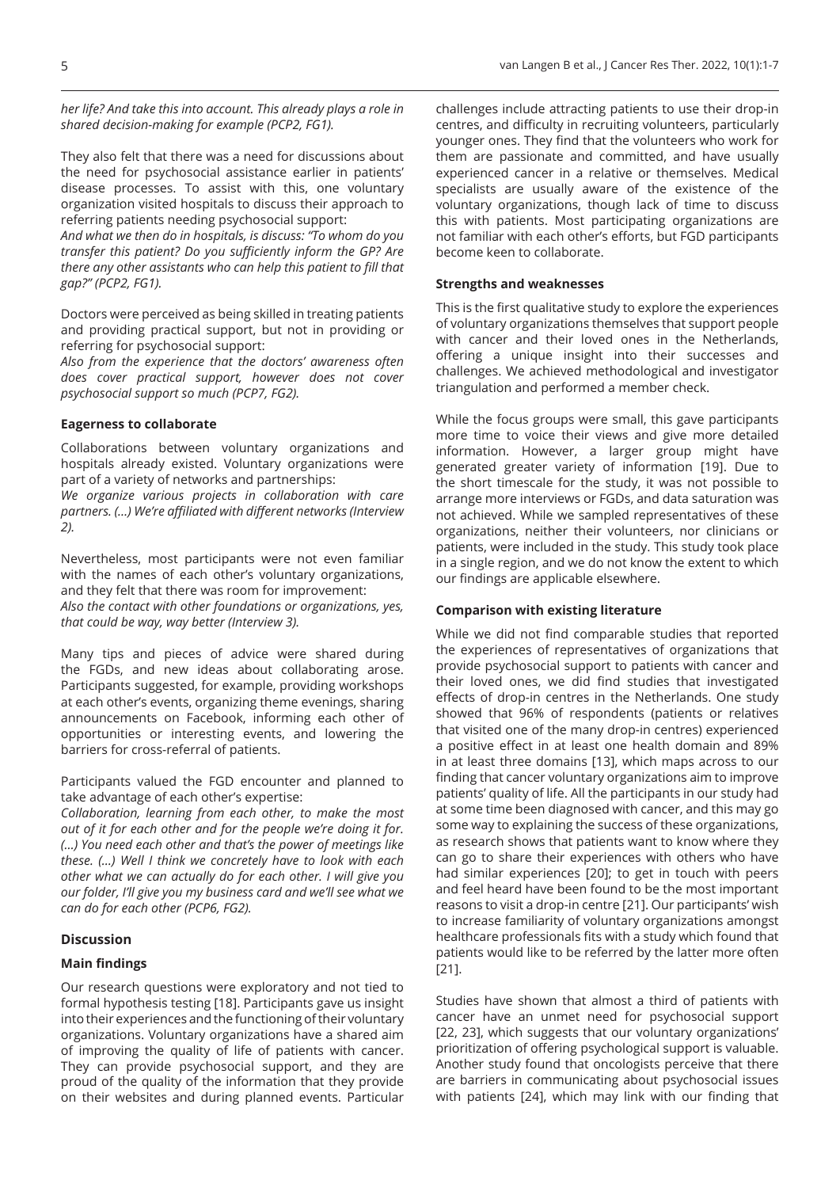*her life? And take this into account. This already plays a role in shared decision-making for example (PCP2, FG1).*

They also felt that there was a need for discussions about the need for psychosocial assistance earlier in patients' disease processes. To assist with this, one voluntary organization visited hospitals to discuss their approach to referring patients needing psychosocial support:

*And what we then do in hospitals, is discuss: "To whom do you transfer this patient? Do you sufficiently inform the GP? Are there any other assistants who can help this patient to fill that gap?" (PCP2, FG1).*

Doctors were perceived as being skilled in treating patients and providing practical support, but not in providing or referring for psychosocial support:

*Also from the experience that the doctors' awareness often does cover practical support, however does not cover psychosocial support so much (PCP7, FG2).*

### Eagerness to collaborate

Collaborations between voluntary organizations and hospitals already existed. Voluntary organizations were part of a variety of networks and partnerships:

*We organize various projects in collaboration with care partners. (...) We're affiliated with different networks (Interview 2).*

Nevertheless, most participants were not even familiar with the names of each other's voluntary organizations, and they felt that there was room for improvement:

*Also the contact with other foundations or organizations, yes, that could be way, way better (Interview 3).*

Many tips and pieces of advice were shared during the FGDs, and new ideas about collaborating arose. Participants suggested, for example, providing workshops at each other's events, organizing theme evenings, sharing announcements on Facebook, informing each other of opportunities or interesting events, and lowering the barriers for cross-referral of patients.

Participants valued the FGD encounter and planned to take advantage of each other's expertise:

*Collaboration, learning from each other, to make the most out of it for each other and for the people we're doing it for. (...) You need each other and that's the power of meetings like these. (...) Well I think we concretely have to look with each other what we can actually do for each other. I will give you our folder, I'll give you my business card and we'll see what we can do for each other (PCP6, FG2).*

## Discussion

### Main findings

Our research questions were exploratory and not tied to formal hypothesis testing [18]. Participants gave us insight into their experiences and the functioning of their voluntary organizations. Voluntary organizations have a shared aim of improving the quality of life of patients with cancer. They can provide psychosocial support, and they are proud of the quality of the information that they provide on their websites and during planned events. Particular challenges include attracting patients to use their drop-in centres, and difficulty in recruiting volunteers, particularly younger ones. They find that the volunteers who work for them are passionate and committed, and have usually experienced cancer in a relative or themselves. Medical specialists are usually aware of the existence of the voluntary organizations, though lack of time to discuss this with patients. Most participating organizations are not familiar with each other's efforts, but FGD participants become keen to collaborate.

### Strengths and weaknesses

This is the first qualitative study to explore the experiences of voluntary organizations themselves that support people with cancer and their loved ones in the Netherlands, offering a unique insight into their successes and challenges. We achieved methodological and investigator triangulation and performed a member check.

While the focus groups were small, this gave participants more time to voice their views and give more detailed information. However, a larger group might have generated greater variety of information [19]. Due to the short timescale for the study, it was not possible to arrange more interviews or FGDs, and data saturation was not achieved. While we sampled representatives of these organizations, neither their volunteers, nor clinicians or patients, were included in the study. This study took place in a single region, and we do not know the extent to which our findings are applicable elsewhere.

### Comparison with existing literature

While we did not find comparable studies that reported the experiences of representatives of organizations that provide psychosocial support to patients with cancer and their loved ones, we did find studies that investigated effects of drop-in centres in the Netherlands. One study showed that 96% of respondents (patients or relatives that visited one of the many drop-in centres) experienced a positive effect in at least one health domain and 89% in at least three domains [13], which maps across to our finding that cancer voluntary organizations aim to improve patients' quality of life. All the participants in our study had at some time been diagnosed with cancer, and this may go some way to explaining the success of these organizations, as research shows that patients want to know where they can go to share their experiences with others who have had similar experiences [20]; to get in touch with peers and feel heard have been found to be the most important reasons to visit a drop-in centre [21]. Our participants' wish to increase familiarity of voluntary organizations amongst healthcare professionals fits with a study which found that patients would like to be referred by the latter more often [21].

Studies have shown that almost a third of patients with cancer have an unmet need for psychosocial support [22, 23], which suggests that our voluntary organizations' prioritization of offering psychological support is valuable. Another study found that oncologists perceive that there are barriers in communicating about psychosocial issues with patients [24], which may link with our finding that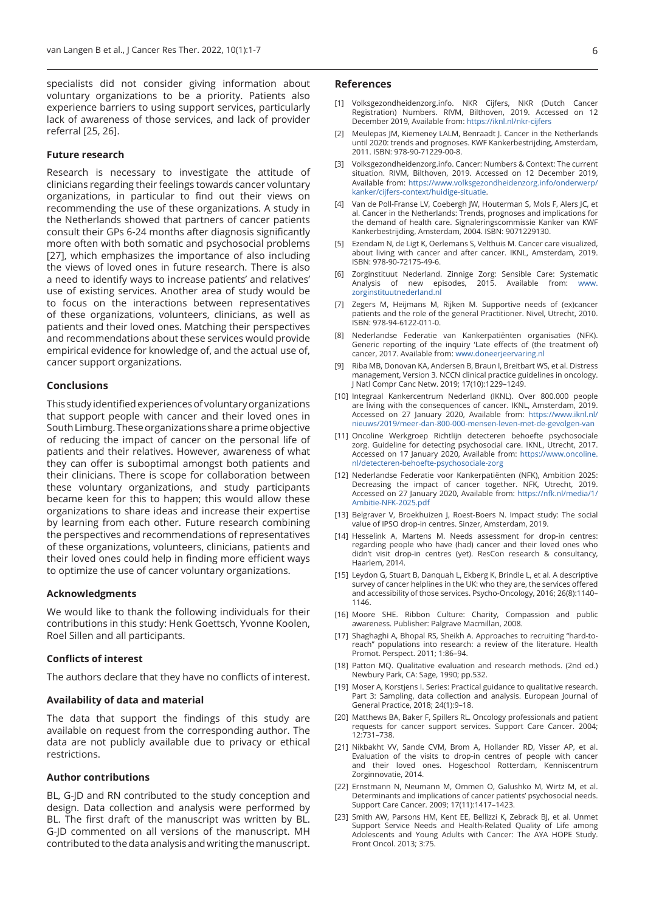specialists did not consider giving information about voluntary organizations to be a priority. Patients also experience barriers to using support services, particularly lack of awareness of those services, and lack of provider referral [25, 26].

### Future research

Research is necessary to investigate the attitude of clinicians regarding their feelings towards cancer voluntary organizations, in particular to find out their views on recommending the use of these organizations. A study in the Netherlands showed that partners of cancer patients consult their GPs 6-24 months after diagnosis significantly more often with both somatic and psychosocial problems [27], which emphasizes the importance of also including the views of loved ones in future research. There is also a need to identify ways to increase patients' and relatives' use of existing services. Another area of study would be to focus on the interactions between representatives of these organizations, volunteers, clinicians, as well as patients and their loved ones. Matching their perspectives and recommendations about these services would provide empirical evidence for knowledge of, and the actual use of, cancer support organizations.

### Conclusions

This study identified experiences of voluntary organizations that support people with cancer and their loved ones in South Limburg. These organizations share a prime objective of reducing the impact of cancer on the personal life of patients and their relatives. However, awareness of what they can offer is suboptimal amongst both patients and their clinicians. There is scope for collaboration between these voluntary organizations, and study participants became keen for this to happen; this would allow these organizations to share ideas and increase their expertise by learning from each other. Future research combining the perspectives and recommendations of representatives of these organizations, volunteers, clinicians, patients and their loved ones could help in finding more efficient ways to optimize the use of cancer voluntary organizations.

### Acknowledgments

We would like to thank the following individuals for their contributions in this study: Henk Goettsch, Yvonne Koolen, Roel Sillen and all participants.

### Conflicts of interest

The authors declare that they have no conflicts of interest.

### Availability of data and material

The data that support the findings of this study are available on request from the corresponding author. The data are not publicly available due to privacy or ethical restrictions.

### Author contributions

BL, G-JD and RN contributed to the study conception and design. Data collection and analysis were performed by BL. The first draft of the manuscript was written by BL. G-JD commented on all versions of the manuscript. MH contributed to the data analysis and writing the manuscript.

## References

[1] Volksgezondheidenzorg.info. NKR Cijfers, NKR (Dutch Cancer Registration) Numbers. RIVM, Bilthoven, 2019. Accessed on 12 December 2019, Available from: https://iknl.nl/nkr-cijfers

[2] Meulepas JM, Kiemeney LALM, Benraadt J. Cancer in the Netherlands until 2020: trends and prognoses. KWF Kankerbestrijding, Amsterdam, 2011. ISBN: 978-90-71229-00-8.

[3] Volksgezondheidenzorg.info. Cancer: Numbers & Context: The current situation. RIVM, Bilthoven, 2019. Accessed on 12 December 2019, Available from: https://www.volksgezondheidenzorg.info/onderwerp/kanker/cijfers-context/huidige-situatie.

[4] Van de Poll-Franse LV, Coebergh JW, Houterman S, Mols F, Alers JC, et al. Cancer in the Netherlands: Trends, prognoses and implications for the demand of health care. Signaleringscommissie Kanker van KWF Kankerbestrijding, Amsterdam, 2004. ISBN: 9071229130.

[5] Ezendam N, de Ligt K, Oerlemans S, Velthuis M. Cancer care visualized, about living with cancer and after cancer. IKNL, Amsterdam, 2019. ISBN: 978-90-72175-49-6.

[6] Zorginstituut Nederland. Zinnige Zorg: Sensible Care: Systematic Analysis of new episodes, 2015. Available from: www.zorginstituutnederland.nl

[7] Zegers M, Heijmans M, Rijken M. Supportive needs of (ex)cancer patients and the role of the general Practitioner. Nivel, Utrecht, 2010. ISBN: 978-94-6122-011-0.

[8] Nederlandse Federatie van Kankerpatiënten organisaties (NFK). Generic reporting of the inquiry 'Late effects of (the treatment of) cancer, 2017. Available from: www.doneerjeervaring.nl

[9] Riba MB, Donovan KA, Andersen B, Braun I, Breitbart WS, et al. Distress management, Version 3. NCCN clinical practice guidelines in oncology. J Natl Compr Canc Netw. 2019; 17(10):1229–1249.

[10] Integraal Kankercentrum Nederland (IKNL). Over 800.000 people are living with the consequences of cancer. IKNL, Amsterdam, 2019. Accessed on 27 January 2020, Available from: https://www.iknl.nl/nieuws/2019/meer-dan-800-000-mensen-leven-met-de-gevolgen-van

[11] Oncoline Werkgroep Richtlijn detecteren behoefte psychosociale zorg. Guideline for detecting psychosocial care. IKNL, Utrecht, 2017. Accessed on 17 January 2020, Available from: https://www.oncoline.nl/detecteren-behoefte-psychosociale-zorg

[12] Nederlandse Federatie voor Kankerpatiënten (NFK), Ambition 2025: Decreasing the impact of cancer together. NFK, Utrecht, 2019. Accessed on 27 January 2020, Available from: https://nfk.nl/media/1/Ambitie-NFK-2025.pdf

[13] Belgraver V, Broekhuizen J, Roest-Boers N. Impact study: The social value of IPSO drop-in centres. Sinzer, Amsterdam, 2019.

[14] Hesselink A, Martens M. Needs assessment for drop-in centres: regarding people who have (had) cancer and their loved ones who didn't visit drop-in centres (yet). ResCon research & consultancy, Haarlem, 2014.

[15] Leydon G, Stuart B, Danquah L, Ekberg K, Brindle L, et al. A descriptive survey of cancer helplines in the UK: who they are, the services offered and accessibility of those services. Psycho-Oncology, 2016; 26(8):1140–1146.

[16] Moore SHE. Ribbon Culture: Charity, Compassion and public awareness. Publisher: Palgrave Macmillan, 2008.

[17] Shaghaghi A, Bhopal RS, Sheikh A. Approaches to recruiting "hard-to-reach" populations into research: a review of the literature. Health Promot. Perspect. 2011; 1:86–94.

[18] Patton MQ. Qualitative evaluation and research methods. (2nd ed.) Newbury Park, CA: Sage, 1990; pp.532.

[19] Moser A, Korstjens I. Series: Practical guidance to qualitative research. Part 3: Sampling, data collection and analysis. European Journal of General Practice, 2018; 24(1):9–18.

[20] Matthews BA, Baker F, Spillers RL. Oncology professionals and patient requests for cancer support services. Support Care Cancer. 2004; 12:731–738.

[21] Nikbakht VV, Sande CVM, Brom A, Hollander RD, Visser AP, et al. Evaluation of the visits to drop-in centres of people with cancer and their loved ones. Hogeschool Rotterdam, Kenniscentrum Zorginnovatie, 2014.

[22] Ernstmann N, Neumann M, Ommen O, Galushko M, Wirtz M, et al. Determinants and implications of cancer patients' psychosocial needs. Support Care Cancer. 2009; 17(11):1417–1423.

[23] Smith AW, Parsons HM, Kent EE, Bellizzi K, Zebrack BJ, et al. Unmet Support Service Needs and Health-Related Quality of Life among Adolescents and Young Adults with Cancer: The AYA HOPE Study. Front Oncol. 2013; 3:75.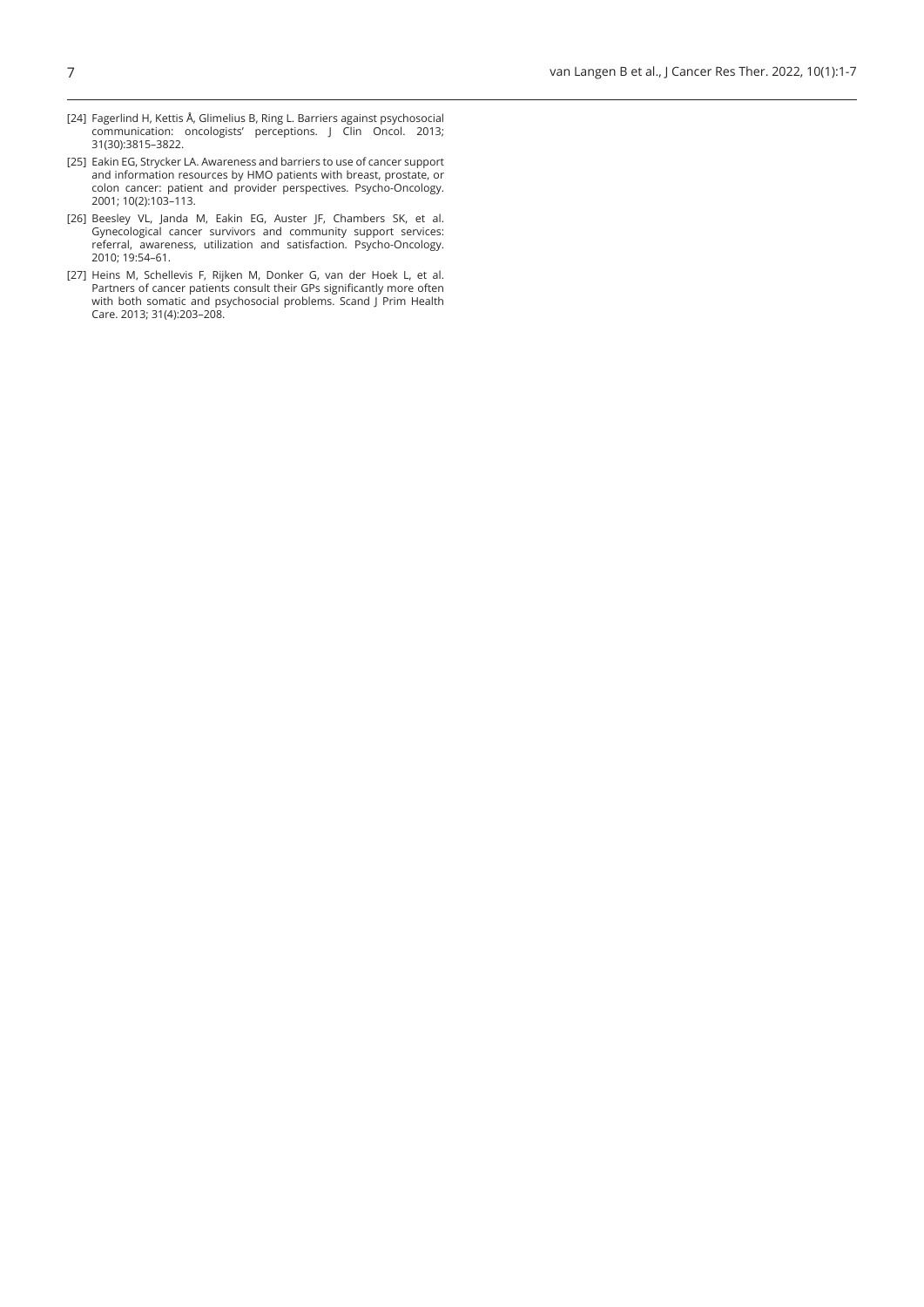[24] Fagerlind H, Kettis Å, Glimelius B, Ring L. Barriers against psychosocial communication: oncologists' perceptions. J Clin Oncol. 2013; 31(30):3815–3822.

[25] Eakin EG, Strycker LA. Awareness and barriers to use of cancer support and information resources by HMO patients with breast, prostate, or colon cancer: patient and provider perspectives. Psycho-Oncology. 2001; 10(2):103–113.

[26] Beesley VL, Janda M, Eakin EG, Auster JF, Chambers SK, et al. Gynecological cancer survivors and community support services: referral, awareness, utilization and satisfaction. Psycho-Oncology. 2010; 19:54–61.

[27] Heins M, Schellevis F, Rijken M, Donker G, van der Hoek L, et al. Partners of cancer patients consult their GPs significantly more often with both somatic and psychosocial problems. Scand J Prim Health Care. 2013; 31(4):203–208.